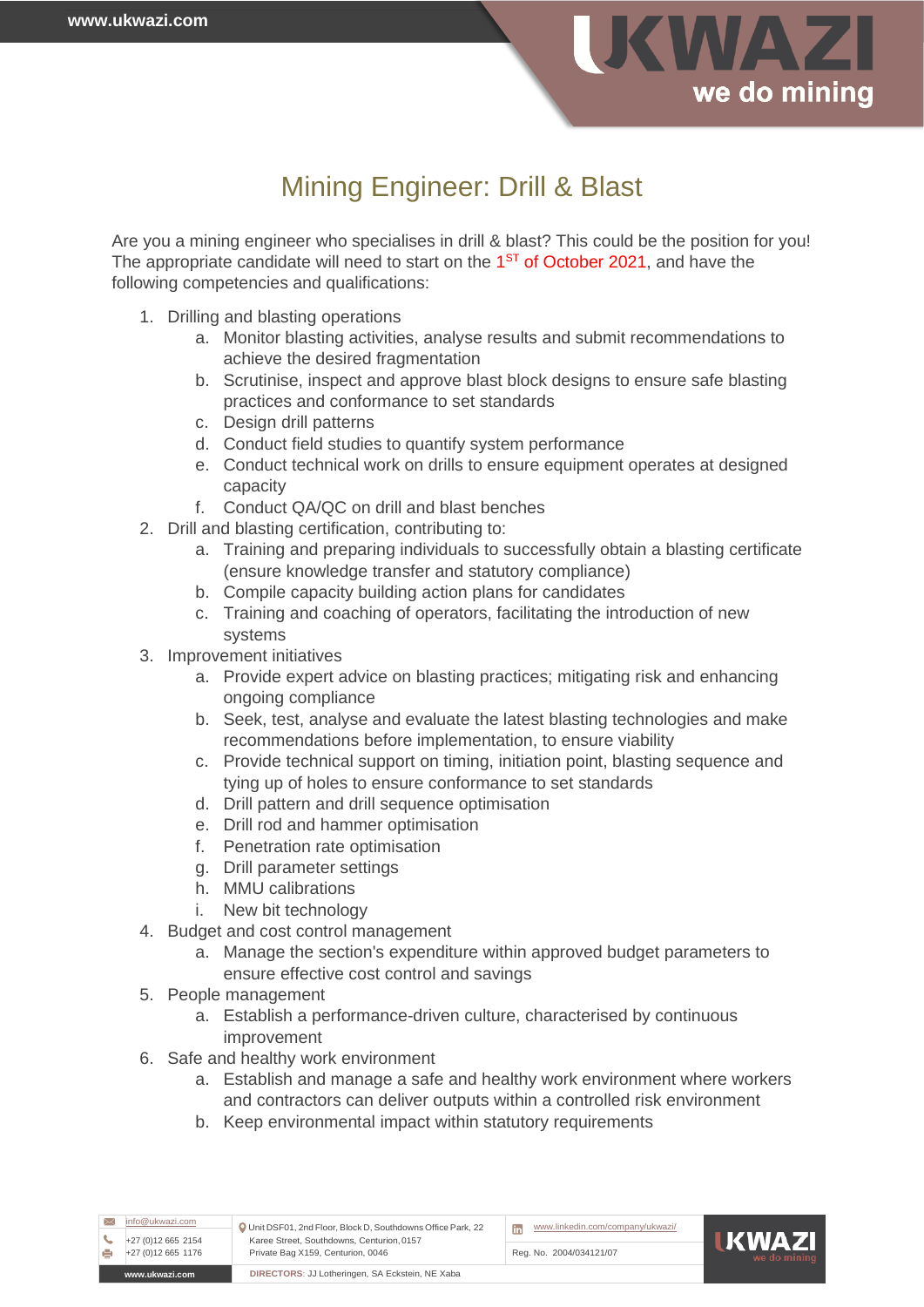# Mining Engineer: Drill & Blast

Are you a mining engineer who specialises in drill & blast? This could be the position for you! The appropriate candidate will need to start on the 1ST of October 2021, and have the following competencies and qualifications:

1. Drilling and blasting operations
   a. Monitor blasting activities, analyse results and submit recommendations to achieve the desired fragmentation
   b. Scrutinise, inspect and approve blast block designs to ensure safe blasting practices and conformance to set standards
   c. Design drill patterns
   d. Conduct field studies to quantify system performance
   e. Conduct technical work on drills to ensure equipment operates at designed capacity
   f. Conduct QA/QC on drill and blast benches
2. Drill and blasting certification, contributing to:
   a. Training and preparing individuals to successfully obtain a blasting certificate (ensure knowledge transfer and statutory compliance)
   b. Compile capacity building action plans for candidates
   c. Training and coaching of operators, facilitating the introduction of new systems
3. Improvement initiatives
   a. Provide expert advice on blasting practices; mitigating risk and enhancing ongoing compliance
   b. Seek, test, analyse and evaluate the latest blasting technologies and make recommendations before implementation, to ensure viability
   c. Provide technical support on timing, initiation point, blasting sequence and tying up of holes to ensure conformance to set standards
   d. Drill pattern and drill sequence optimisation
   e. Drill rod and hammer optimisation
   f. Penetration rate optimisation
   g. Drill parameter settings
   h. MMU calibrations
   i. New bit technology
4. Budget and cost control management
   a. Manage the section's expenditure within approved budget parameters to ensure effective cost control and savings
5. People management
   a. Establish a performance-driven culture, characterised by continuous improvement
6. Safe and healthy work environment
   a. Establish and manage a safe and healthy work environment where workers and contractors can deliver outputs within a controlled risk environment
   b. Keep environmental impact within statutory requirements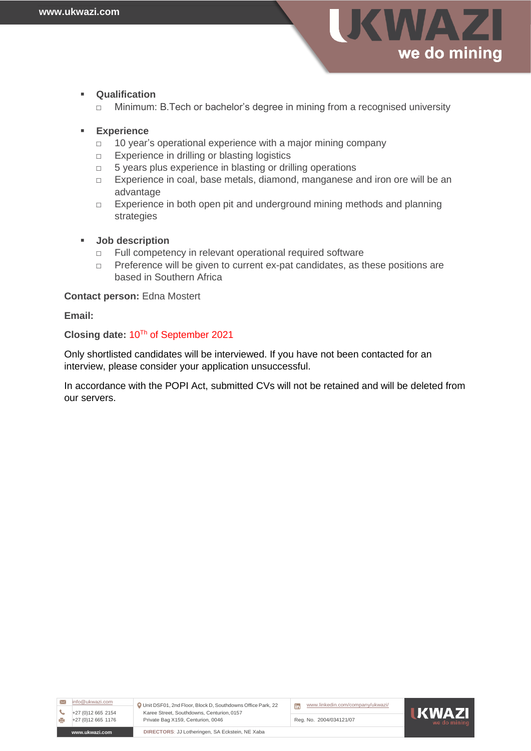- **Qualification**
  - Minimum: B.Tech or bachelor's degree in mining from a recognised university

- **Experience**
  - 10 year's operational experience with a major mining company
  - Experience in drilling or blasting logistics
  - 5 years plus experience in blasting or drilling operations
  - Experience in coal, base metals, diamond, manganese and iron ore will be an advantage
  - Experience in both open pit and underground mining methods and planning strategies

- **Job description**
  - Full competency in relevant operational required software
  - Preference will be given to current ex-pat candidates, as these positions are based in Southern Africa

**Contact person:** Edna Mostert

**Email:**

**Closing date:** 10Th of September 2021

Only shortlisted candidates will be interviewed. If you have not been contacted for an interview, please consider your application unsuccessful.

In accordance with the POPI Act, submitted CVs will not be retained and will be deleted from our servers.